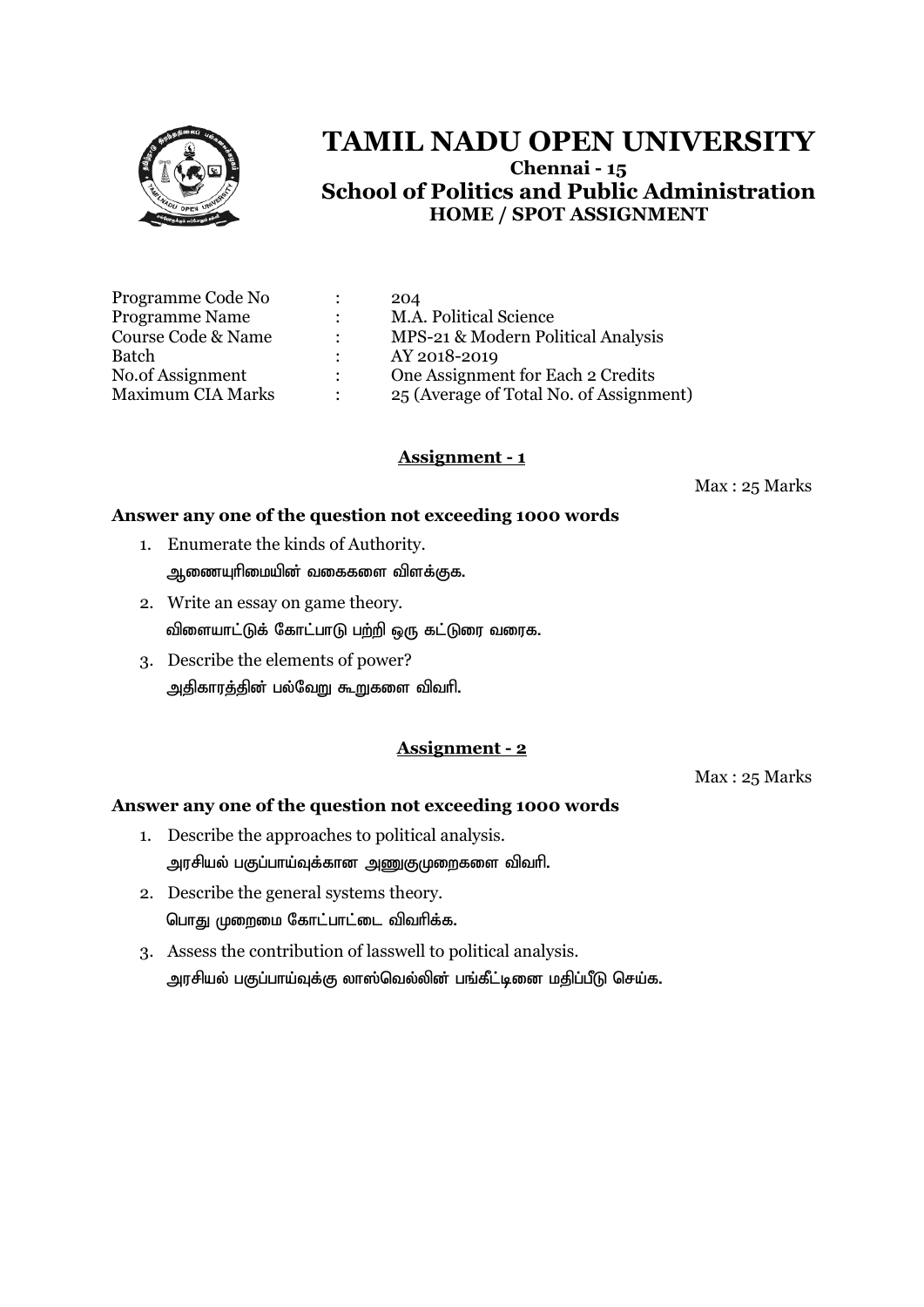# TAMIL NADU OPEN UNIVERSITY

**Chennai - 15**

## School of Politics and Public Administration

**HOME / SPOT ASSIGNMENT**

| | | |
|---|---|---|
| Programme Code No | : | 204 |
| Programme Name | : | M.A. Political Science |
| Course Code & Name | : | MPS-21 & Modern Political Analysis |
| Batch | : | AY 2018-2019 |
| No.of Assignment | : | One Assignment for Each 2 Credits |
| Maximum CIA Marks | : | 25 (Average of Total No. of Assignment) |

### Assignment - 1

Max : 25 Marks

**Answer any one of the question not exceeding 1000 words**

1. Enumerate the kinds of Authority.
   ஆணையுரிமையின் வகைகளை விளக்குக.
2. Write an essay on game theory.
   விளையாட்டுக் கோட்பாடு பற்றி ஒரு கட்டுரை வரைக.
3. Describe the elements of power?
   அதிகாரத்தின் பல்வேறு கூறுகளை விவரி.

### Assignment - 2

Max : 25 Marks

**Answer any one of the question not exceeding 1000 words**

1. Describe the approaches to political analysis.
   அரசியல் பகுப்பாய்வுக்கான அணுகுமுறைகளை விவரி.
2. Describe the general systems theory.
   பொது முறைமை கோட்பாட்டை விவரிக்க.
3. Assess the contribution of lasswell to political analysis.
   அரசியல் பகுப்பாய்வுக்கு லாஸ்வெல்லின் பங்கீட்டினை மதிப்பீடு செய்க.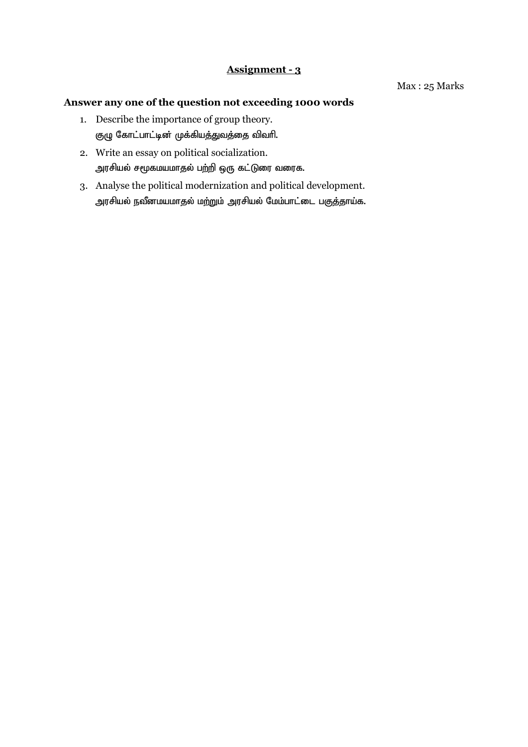## Assignment - 3

Max : 25 Marks

**Answer any one of the question not exceeding 1000 words**

1. Describe the importance of group theory.
   குழு கோட்பாட்டின் முக்கியத்துவத்தை விவரி.
2. Write an essay on political socialization.
   அரசியல் சமூகமயமாதல் பற்றி ஒரு கட்டுரை வரைக.
3. Analyse the political modernization and political development.
   அரசியல் நவீனமயமாதல் மற்றும் அரசியல் மேம்பாட்டை பகுத்தாய்க.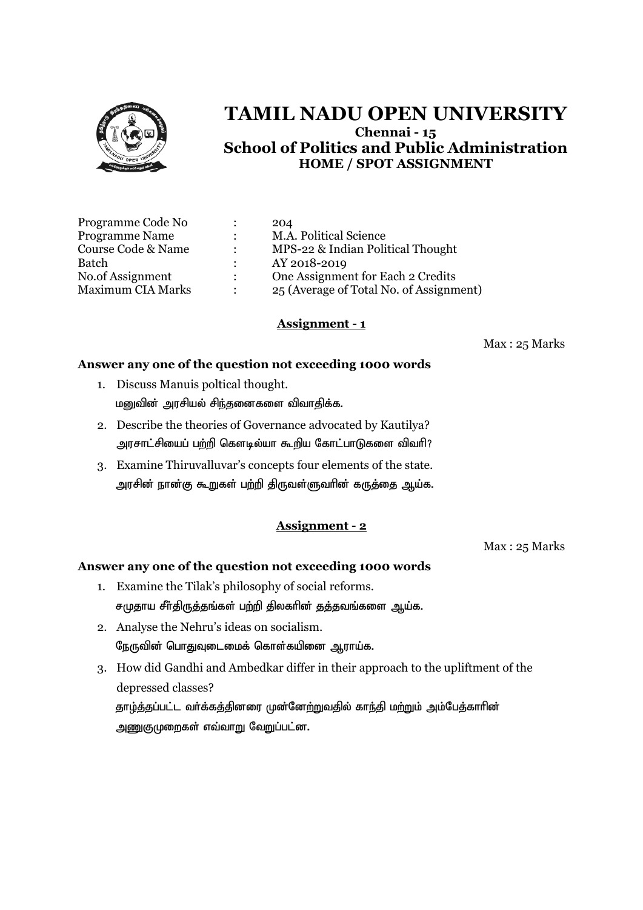# TAMIL NADU OPEN UNIVERSITY

**Chennai - 15**

**School of Politics and Public Administration**

**HOME / SPOT ASSIGNMENT**

| | | |
|---|---|---|
| Programme Code No | : | 204 |
| Programme Name | : | M.A. Political Science |
| Course Code & Name | : | MPS-22 & Indian Political Thought |
| Batch | : | AY 2018-2019 |
| No.of Assignment | : | One Assignment for Each 2 Credits |
| Maximum CIA Marks | : | 25 (Average of Total No. of Assignment) |

## Assignment - 1

Max : 25 Marks

**Answer any one of the question not exceeding 1000 words**

1. Discuss Manuis poltical thought.
   மனுவின் அரசியல் சிந்தனைகளை விவாதிக்க.
2. Describe the theories of Governance advocated by Kautilya?
   அரசாட்சியைப் பற்றி கௌடில்யா கூறிய கோட்பாடுகளை விவரி?
3. Examine Thiruvalluvar's concepts four elements of the state.
   அரசின் நான்கு கூறுகள் பற்றி திருவள்ளுவரின் கருத்தை ஆய்க.

## Assignment - 2

Max : 25 Marks

**Answer any one of the question not exceeding 1000 words**

1. Examine the Tilak's philosophy of social reforms.
   சமுதாய சீர்திருத்தங்கள் பற்றி திலகரின் தத்தவங்களை ஆய்க.
2. Analyse the Nehru's ideas on socialism.
   நேருவின் பொதுவுடைமைக் கொள்கயினை ஆராய்க.
3. How did Gandhi and Ambedkar differ in their approach to the upliftment of the depressed classes?
   தாழ்த்தப்பட்ட வர்க்கத்தினரை முன்னேற்றுவதில் காந்தி மற்றும் அம்பேத்காரின் அணுகுமுறைகள் எவ்வாறு வேறுப்பட்டன.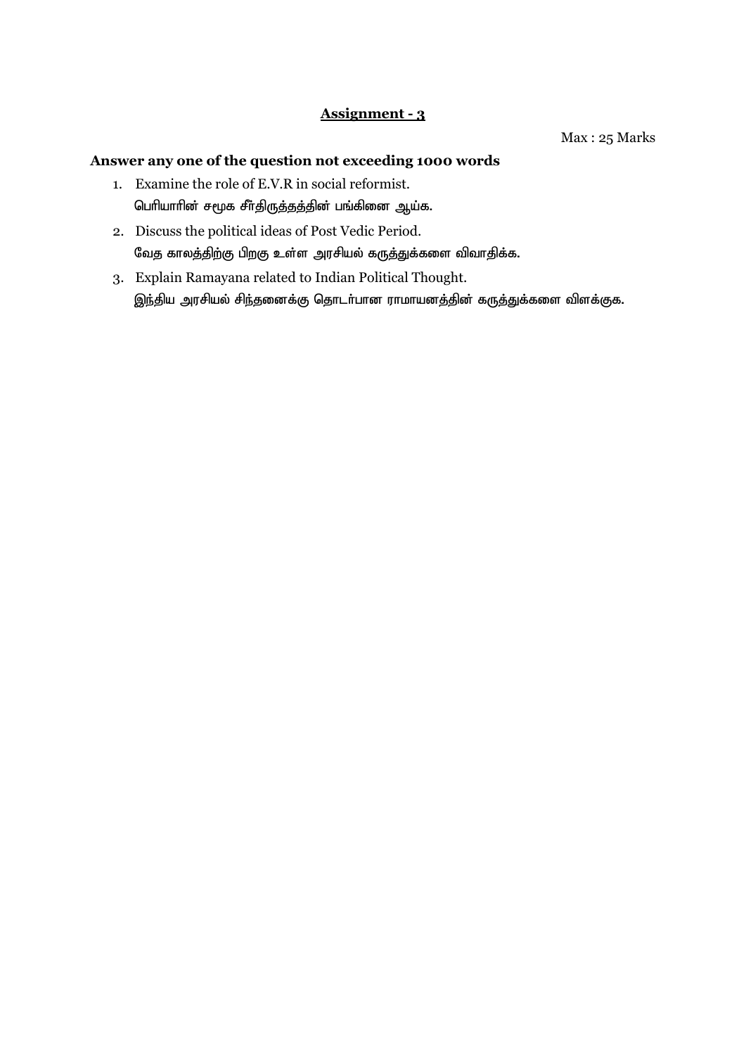## Assignment - 3

Max : 25 Marks

**Answer any one of the question not exceeding 1000 words**

1. Examine the role of E.V.R in social reformist.
   பெரியாரின் சமூக சீர்திருத்தத்தின் பங்கினை ஆய்க.
2. Discuss the political ideas of Post Vedic Period.
   வேத காலத்திற்கு பிறகு உள்ள அரசியல் கருத்துக்களை விவாதிக்க.
3. Explain Ramayana related to Indian Political Thought.
   இந்திய அரசியல் சிந்தனைக்கு தொடர்பான ராமாயனத்தின் கருத்துக்களை விளக்குக.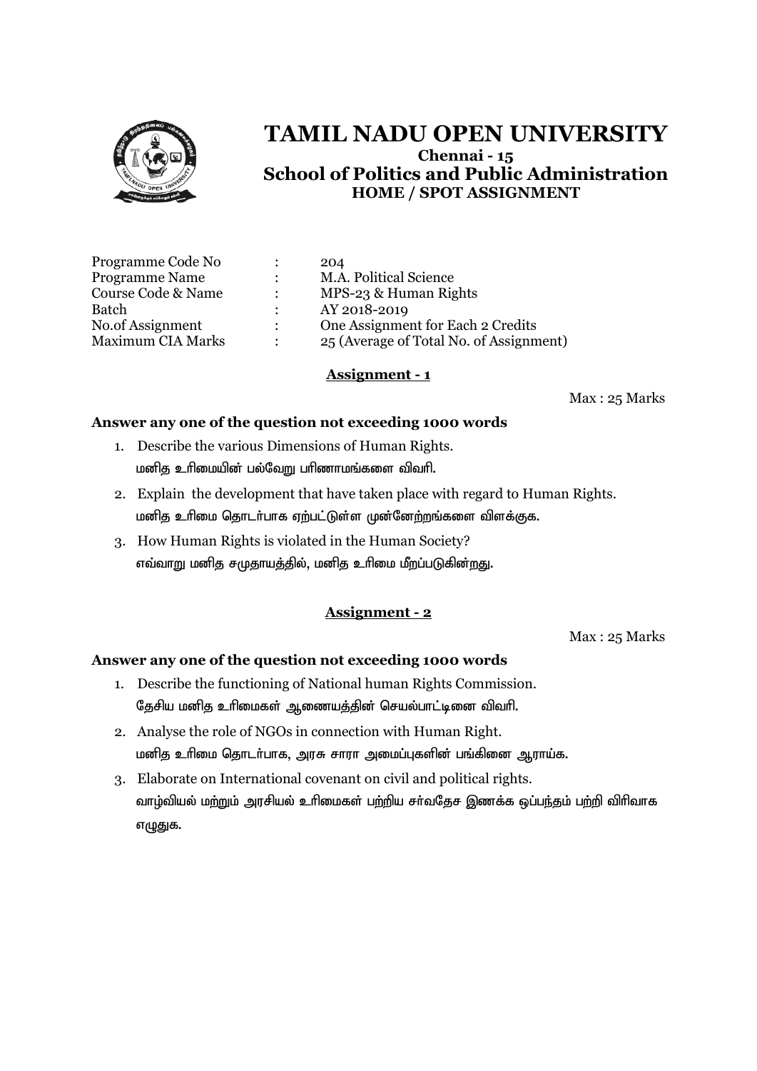# TAMIL NADU OPEN UNIVERSITY

**Chennai - 15**

**School of Politics and Public Administration**

**HOME / SPOT ASSIGNMENT**

| | | |
|---|---|---|
| Programme Code No | : | 204 |
| Programme Name | : | M.A. Political Science |
| Course Code & Name | : | MPS-23 & Human Rights |
| Batch | : | AY 2018-2019 |
| No.of Assignment | : | One Assignment for Each 2 Credits |
| Maximum CIA Marks | : | 25 (Average of Total No. of Assignment) |

## Assignment - 1

Max : 25 Marks

**Answer any one of the question not exceeding 1000 words**

1. Describe the various Dimensions of Human Rights.
   மனித உரிமையின் பல்வேறு பரிணாமங்களை விவரி.
2. Explain the development that have taken place with regard to Human Rights.
   மனித உரிமை தொடர்பாக ஏற்பட்டுள்ள முன்னேற்றங்களை விளக்குக.
3. How Human Rights is violated in the Human Society?
   எவ்வாறு மனித சமுதாயத்தில், மனித உரிமை மீறப்படுகின்றது.

## Assignment - 2

Max : 25 Marks

**Answer any one of the question not exceeding 1000 words**

1. Describe the functioning of National human Rights Commission.
   தேசிய மனித உரிமைகள் ஆணையத்தின் செயல்பாட்டினை விவரி.
2. Analyse the role of NGOs in connection with Human Right.
   மனித உரிமை தொடர்பாக, அரசு சாரா அமைப்புகளின் பங்கினை ஆராய்க.
3. Elaborate on International covenant on civil and political rights.
   வாழ்வியல் மற்றும் அரசியல் உரிமைகள் பற்றிய சர்வதேச இணக்க ஒப்பந்தம் பற்றி விரிவாக எழுதுக.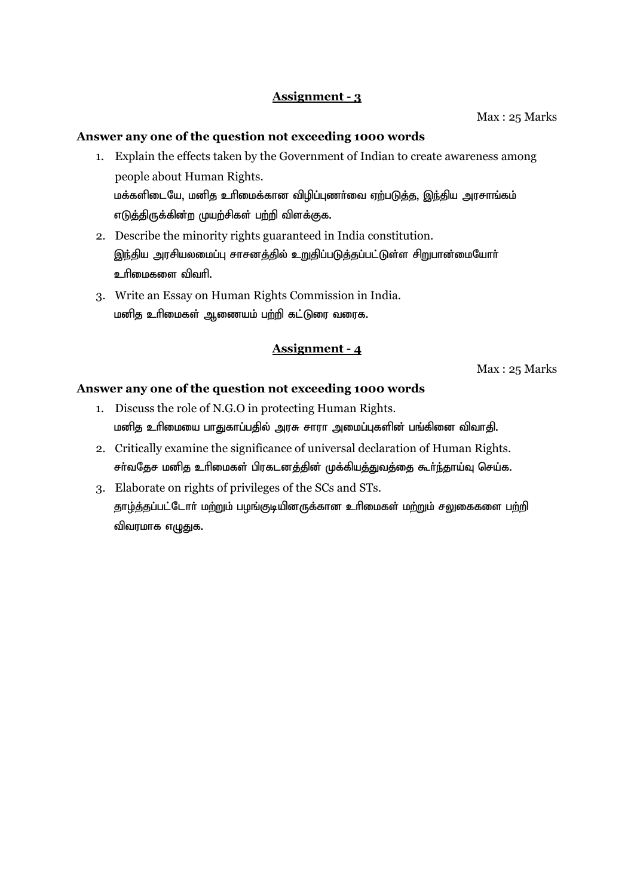## Assignment - 3

Max : 25 Marks

**Answer any one of the question not exceeding 1000 words**

1. Explain the effects taken by the Government of Indian to create awareness among people about Human Rights.
   மக்களிடையே, மனித உரிமைக்கான விழிப்புணர்வை ஏற்படுத்த, இந்திய அரசாங்கம் எடுத்திருக்கின்ற முயற்சிகள் பற்றி விளக்குக.
2. Describe the minority rights guaranteed in India constitution.
   இந்திய அரசியலமைப்பு சாசனத்தில் உறுதிப்படுத்தப்பட்டுள்ள சிறுபான்மையோர் உரிமைகளை விவரி.
3. Write an Essay on Human Rights Commission in India.
   மனித உரிமைகள் ஆணையம் பற்றி கட்டுரை வரைக.

## Assignment - 4

Max : 25 Marks

**Answer any one of the question not exceeding 1000 words**

1. Discuss the role of N.G.O in protecting Human Rights.
   மனித உரிமையை பாதுகாப்பதில் அரசு சாரா அமைப்புகளின் பங்கினை விவாதி.
2. Critically examine the significance of universal declaration of Human Rights.
   சர்வதேச மனித உரிமைகள் பிரகடனத்தின் முக்கியத்துவத்தை கூர்ந்தாய்வு செய்க.
3. Elaborate on rights of privileges of the SCs and STs.
   தாழ்த்தப்பட்டோர் மற்றும் பழங்குடியினருக்கான உரிமைகள் மற்றும் சலுகைகளை பற்றி விவரமாக எழுதுக.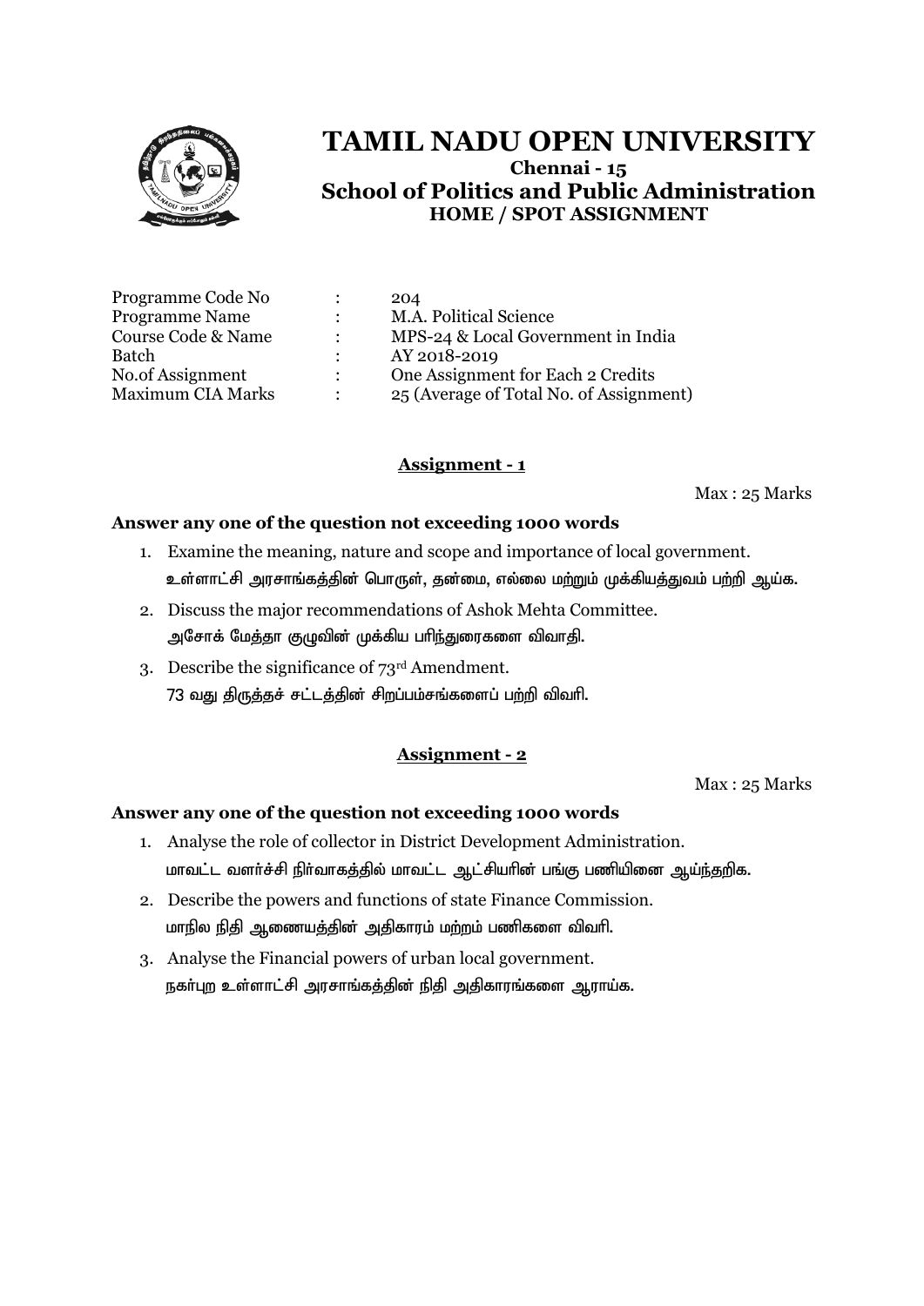# TAMIL NADU OPEN UNIVERSITY

**Chennai - 15**

**School of Politics and Public Administration**

**HOME / SPOT ASSIGNMENT**

| | | |
|---|---|---|
| Programme Code No | : | 204 |
| Programme Name | : | M.A. Political Science |
| Course Code & Name | : | MPS-24 & Local Government in India |
| Batch | : | AY 2018-2019 |
| No.of Assignment | : | One Assignment for Each 2 Credits |
| Maximum CIA Marks | : | 25 (Average of Total No. of Assignment) |

## Assignment - 1

Max : 25 Marks

**Answer any one of the question not exceeding 1000 words**

1. Examine the meaning, nature and scope and importance of local government.
   உள்ளாட்சி அரசாங்கத்தின் பொருள், தன்மை, எல்லை மற்றும் முக்கியத்துவம் பற்றி ஆய்க.
2. Discuss the major recommendations of Ashok Mehta Committee.
   அசோக் மேத்தா குழுவின் முக்கிய பரிந்துரைகளை விவாதி.
3. Describe the significance of 73rd Amendment.
   73 வது திருத்தச் சட்டத்தின் சிறப்பம்சங்களைப் பற்றி விவரி.

## Assignment - 2

Max : 25 Marks

**Answer any one of the question not exceeding 1000 words**

1. Analyse the role of collector in District Development Administration.
   மாவட்ட வளர்ச்சி நிர்வாகத்தில் மாவட்ட ஆட்சியரின் பங்கு பணியினை ஆய்ந்தறிக.
2. Describe the powers and functions of state Finance Commission.
   மாநில நிதி ஆணையத்தின் அதிகாரம் மற்றும் பணிகளை விவரி.
3. Analyse the Financial powers of urban local government.
   நகர்புற உள்ளாட்சி அரசாங்கத்தின் நிதி அதிகாரங்களை ஆராய்க.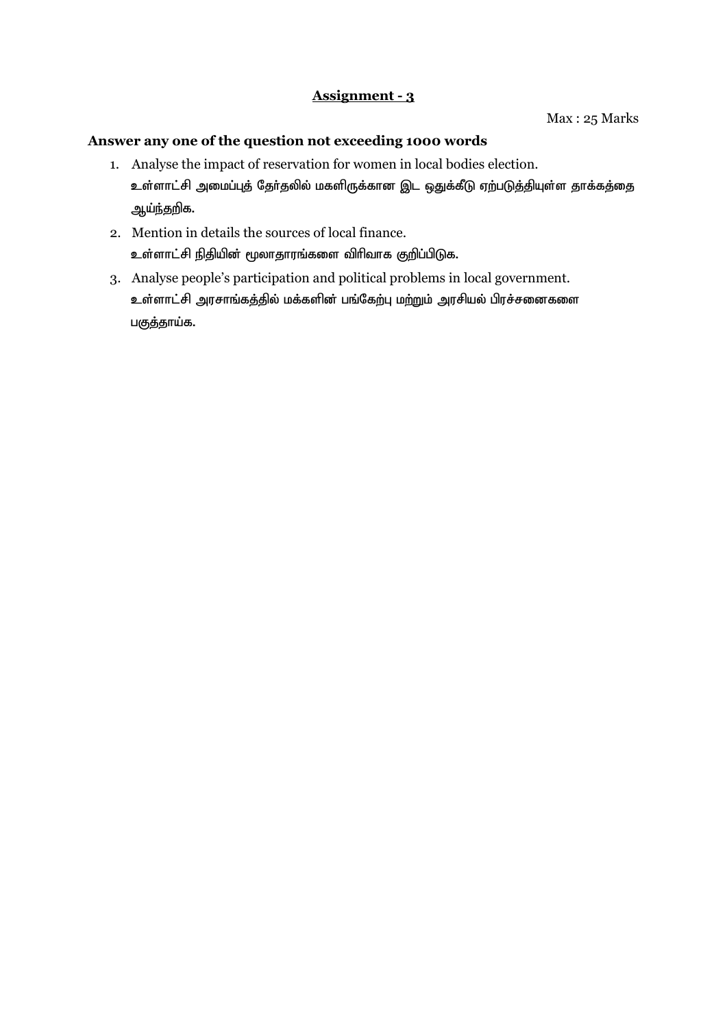## Assignment - 3

Max : 25 Marks

**Answer any one of the question not exceeding 1000 words**

1. Analyse the impact of reservation for women in local bodies election.
   உள்ளாட்சி அமைப்புத் தேர்தலில் மகளிருக்கான இட ஒதுக்கீடு ஏற்படுத்தியுள்ள தாக்கத்தை ஆய்ந்தறிக.
2. Mention in details the sources of local finance.
   உள்ளாட்சி நிதியின் மூலாதாரங்களை விரிவாக குறிப்பிடுக.
3. Analyse people's participation and political problems in local government.
   உள்ளாட்சி அரசாங்கத்தில் மக்களின் பங்கேற்பு மற்றும் அரசியல் பிரச்சனைகளை பகுத்தாய்க.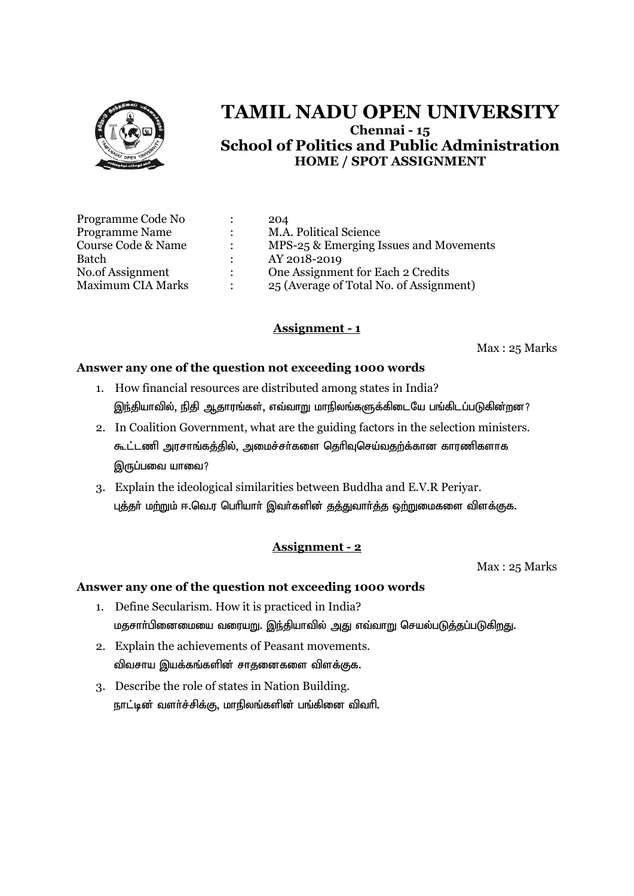# TAMIL NADU OPEN UNIVERSITY

**Chennai - 15**

**School of Politics and Public Administration**

**HOME / SPOT ASSIGNMENT**

| | | |
|---|---|---|
| Programme Code No | : | 204 |
| Programme Name | : | M.A. Political Science |
| Course Code & Name | : | MPS-25 & Emerging Issues and Movements |
| Batch | : | AY 2018-2019 |
| No.of Assignment | : | One Assignment for Each 2 Credits |
| Maximum CIA Marks | : | 25 (Average of Total No. of Assignment) |

## Assignment - 1

Max : 25 Marks

**Answer any one of the question not exceeding 1000 words**

1. How financial resources are distributed among states in India?
   இந்தியாவில், நிதி ஆதாரங்கள், எவ்வாறு மாநிலங்களுக்கிடையே பங்கிடப்படுகின்றன?
2. In Coalition Government, what are the guiding factors in the selection ministers.
   கூட்டணி அரசாங்கத்தில், அமைச்சர்களை தெரிவுசெய்வதற்க்கான காரணிகளாக இருப்பவை யாவை?
3. Explain the ideological similarities between Buddha and E.V.R Periyar.
   புத்தர் மற்றும் ஈ.வெ.ர பெரியார் இவர்களின் தத்துவார்த்த ஒற்றுமைகளை விளக்குக.

## Assignment - 2

Max : 25 Marks

**Answer any one of the question not exceeding 1000 words**

1. Define Secularism. How it is practiced in India?
   மதசார்பினைமையை வரையறு. இந்தியாவில் அது எவ்வாறு செயல்படுத்தப்படுகிறது.
2. Explain the achievements of Peasant movements.
   விவசாய இயக்கங்களின் சாதனைகளை விளக்குக.
3. Describe the role of states in Nation Building.
   நாட்டின் வளர்ச்சிக்கு, மாநிலங்களின் பங்கினை விவரி.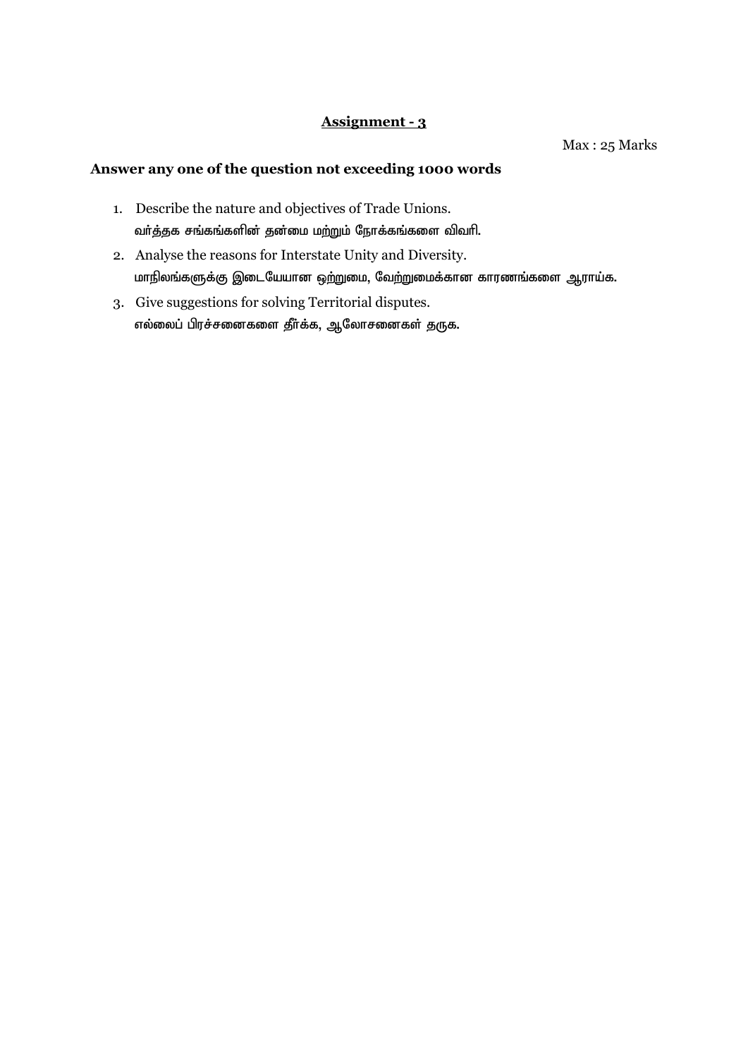## Assignment - 3

Max : 25 Marks

**Answer any one of the question not exceeding 1000 words**

1. Describe the nature and objectives of Trade Unions.
   வர்த்தக சங்கங்களின் தன்மை மற்றும் நோக்கங்களை விவரி.
2. Analyse the reasons for Interstate Unity and Diversity.
   மாநிலங்களுக்கு இடையேயான ஒற்றுமை, வேற்றுமைக்கான காரணங்களை ஆராய்க.
3. Give suggestions for solving Territorial disputes.
   எல்லைப் பிரச்சனைகளை தீர்க்க, ஆலோசனைகள் தருக.